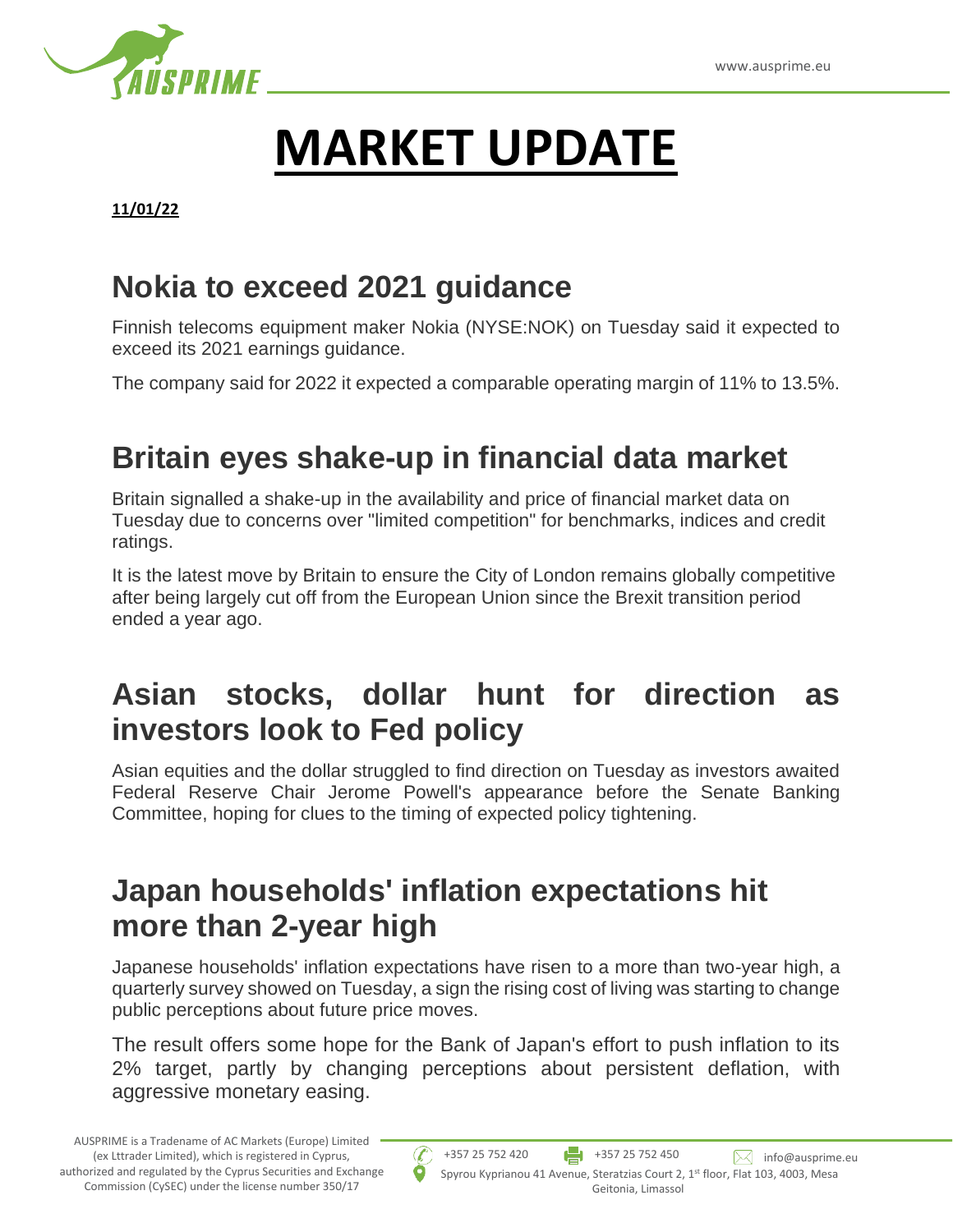# MARKET UPDATE

**11/01/22**

## Nokia to exceed 2021 guidance

Finnish telecoms equipment maker Nokia (NYSE:NOK) on Tuesday said it expected to exceed its 2021 earnings guidance.

The company said for 2022 it expected a comparable operating margin of 11% to 13.5%.

## Britain eyes shake-up in financial data market

Britain signalled a shake-up in the availability and price of financial market data on Tuesday due to concerns over "limited competition" for benchmarks, indices and credit ratings.

It is the latest move by Britain to ensure the City of London remains globally competitive after being largely cut off from the European Union since the Brexit transition period ended a year ago.

## Asian stocks, dollar hunt for direction as investors look to Fed policy

Asian equities and the dollar struggled to find direction on Tuesday as investors awaited Federal Reserve Chair Jerome Powell's appearance before the Senate Banking Committee, hoping for clues to the timing of expected policy tightening.

## Japan households' inflation expectations hit more than 2-year high

Japanese households' inflation expectations have risen to a more than two-year high, a quarterly survey showed on Tuesday, a sign the rising cost of living was starting to change public perceptions about future price moves.

The result offers some hope for the Bank of Japan's effort to push inflation to its 2% target, partly by changing perceptions about persistent deflation, with aggressive monetary easing.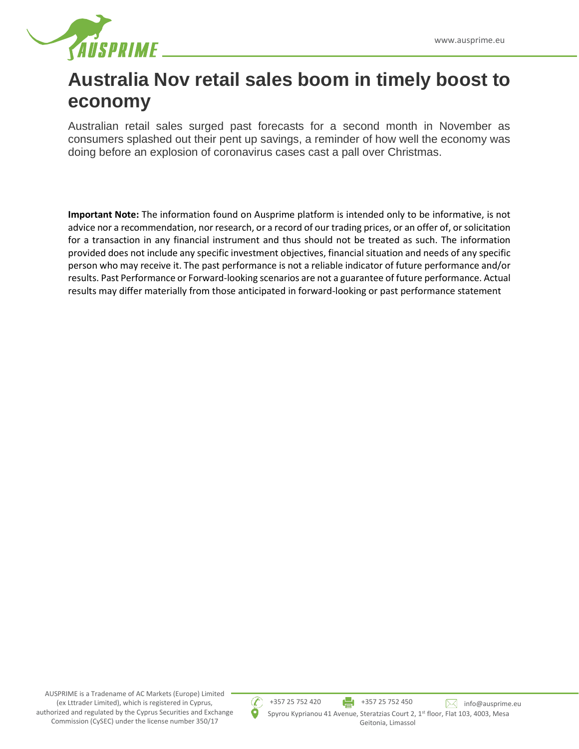# Australia Nov retail sales boom in timely boost to economy

Australian retail sales surged past forecasts for a second month in November as consumers splashed out their pent up savings, a reminder of how well the economy was doing before an explosion of coronavirus cases cast a pall over Christmas.

**Important Note:** The information found on Ausprime platform is intended only to be informative, is not advice nor a recommendation, nor research, or a record of our trading prices, or an offer of, or solicitation for a transaction in any financial instrument and thus should not be treated as such. The information provided does not include any specific investment objectives, financial situation and needs of any specific person who may receive it. The past performance is not a reliable indicator of future performance and/or results. Past Performance or Forward-looking scenarios are not a guarantee of future performance. Actual results may differ materially from those anticipated in forward-looking or past performance statement